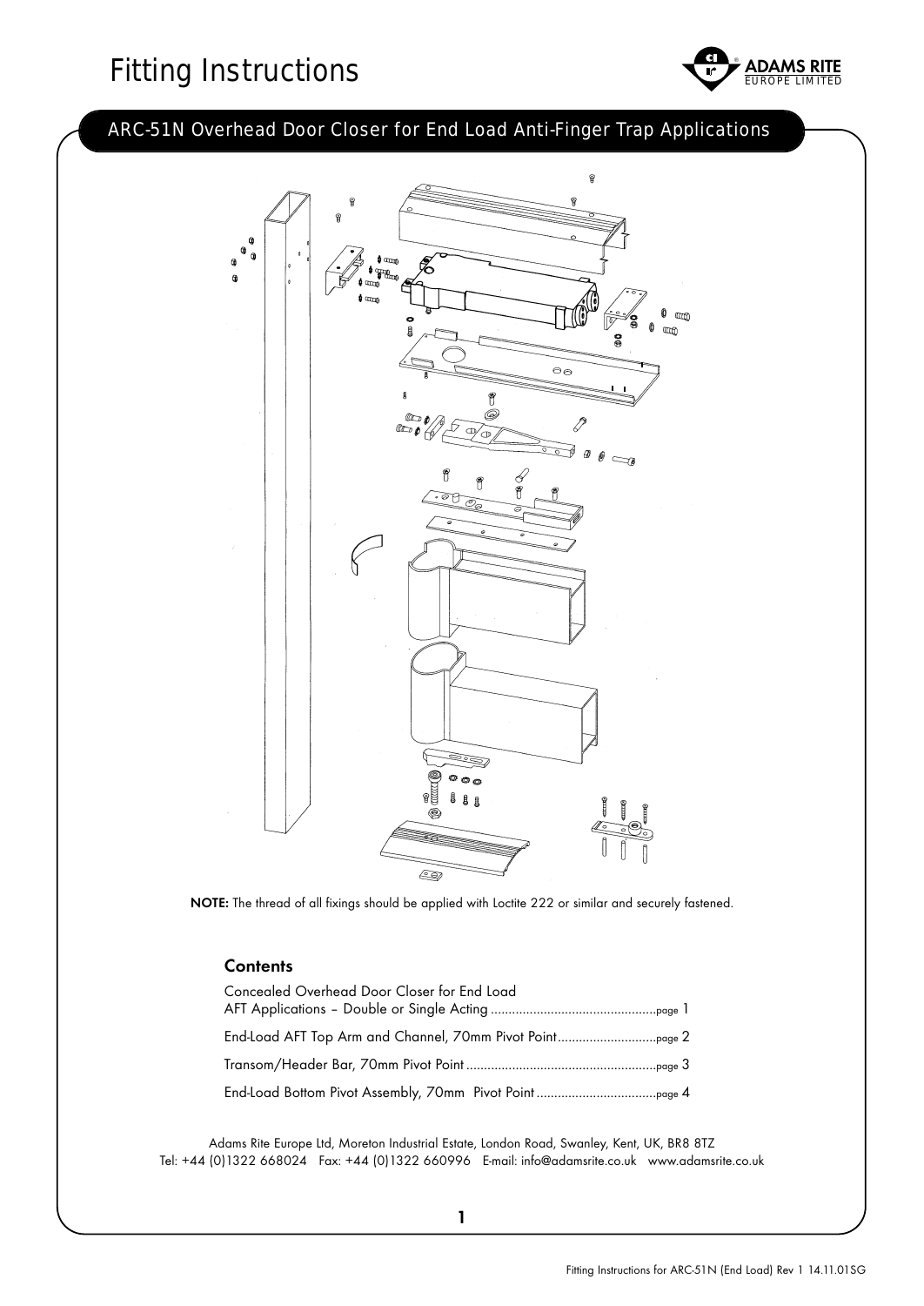# Fitting Instructions

## ARC-51N Overhead Door Closer for End Load Anti-Finger Trap Applications

**NOTE:** The thread of all fixings should be applied with Loctite 222 or similar and securely fastened.

### Contents

Concealed Overhead Door Closer for End Load AFT Applications – Double or Single Acting ............................................... page 1

End-Load AFT Top Arm and Channel, 70mm Pivot Point ............................ page 2

Transom/Header Bar, 70mm Pivot Point ...................................................... page 3

End-Load Bottom Pivot Assembly, 70mm Pivot Point .................................. page 4

Adams Rite Europe Ltd, Moreton Industrial Estate, London Road, Swanley, Kent, UK, BR8 8TZ
Tel: +44 (0)1322 668024 Fax: +44 (0)1322 660996 E-mail: info@adamsrite.co.uk www.adamsrite.co.uk

Fitting Instructions for ARC-51N (End Load) Rev 1 14.11.01SG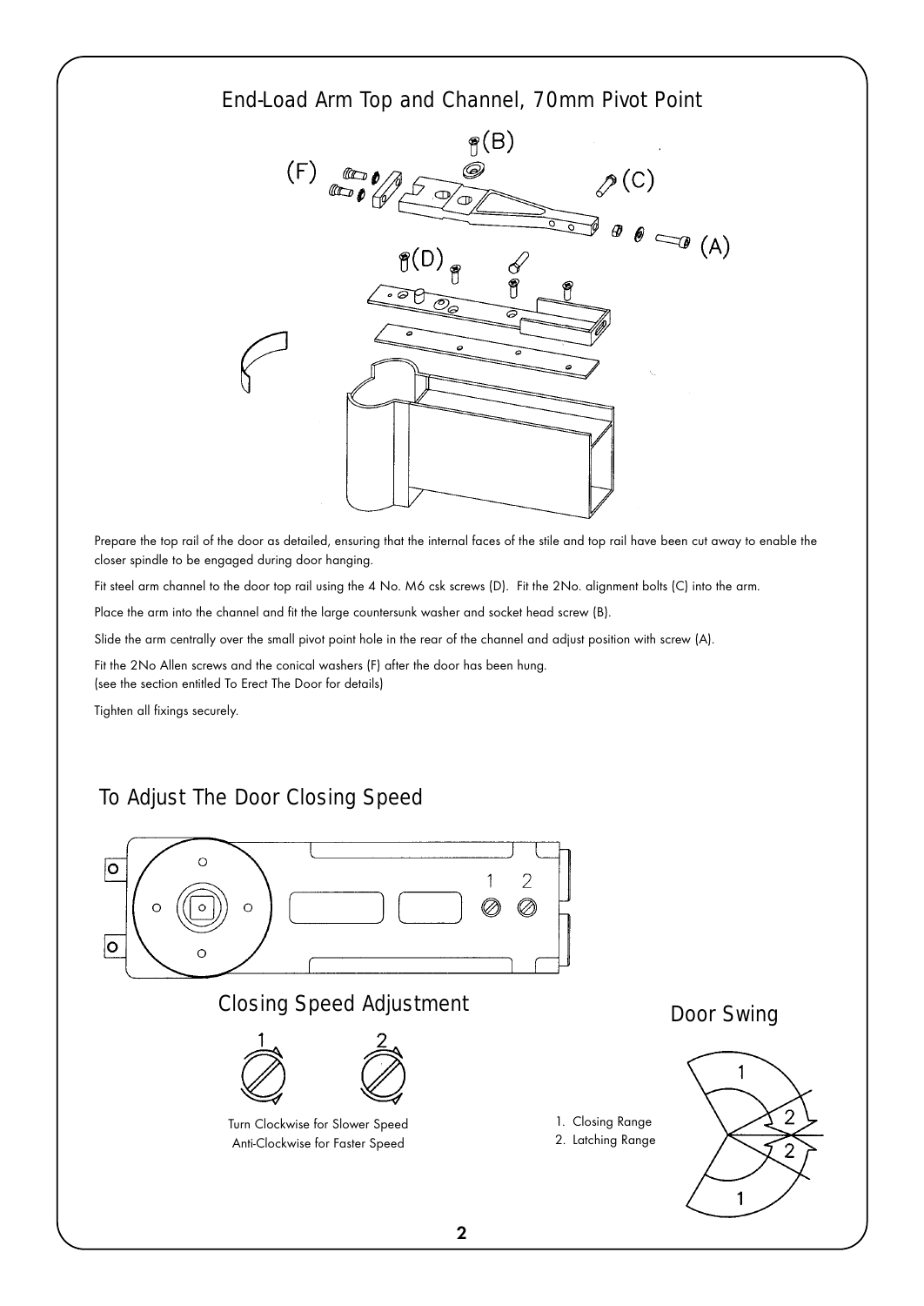## End-Load Arm Top and Channel, 70mm Pivot Point

Prepare the top rail of the door as detailed, ensuring that the internal faces of the stile and top rail have been cut away to enable the closer spindle to be engaged during door hanging.

Fit steel arm channel to the door top rail using the 4 No. M6 csk screws (D). Fit the 2No. alignment bolts (C) into the arm.

Place the arm into the channel and fit the large countersunk washer and socket head screw (B).

Slide the arm centrally over the small pivot point hole in the rear of the channel and adjust position with screw (A).

Fit the 2No Allen screws and the conical washers (F) after the door has been hung.
(see the section entitled To Erect The Door for details)

Tighten all fixings securely.

## To Adjust The Door Closing Speed

### Closing Speed Adjustment

Turn Clockwise for Slower Speed
Anti-Clockwise for Faster Speed

### Door Swing

1. Closing Range
2. Latching Range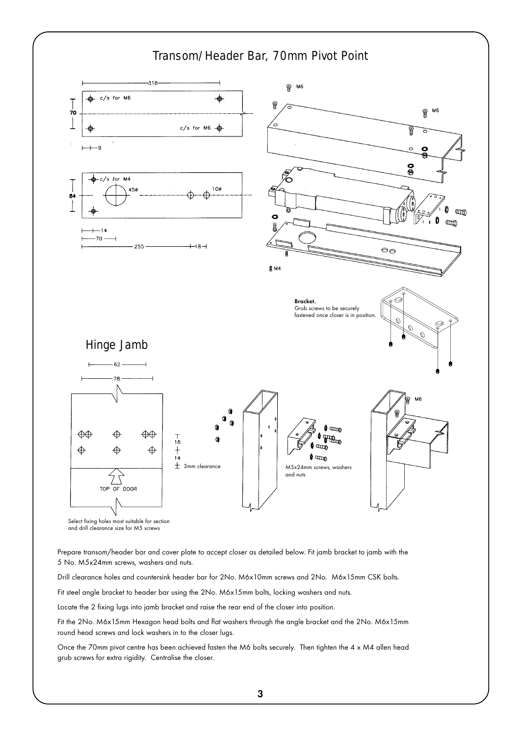# Transom/Header Bar, 70mm Pivot Point

**Bracket.**
Grub screws to be securely fastened once closer is in position.

# Hinge Jamb

Select fixing holes most suitable for section and drill clearance size for M5 screws

Prepare transom/header bar and cover plate to accept closer as detailed below. Fit jamb bracket to jamb with the 5 No. M5x24mm screws, washers and nuts.

Drill clearance holes and countersink header bar for 2No. M6x10mm screws and 2No. M6x15mm CSK bolts.

Fit steel angle bracket to header bar using the 2No. M6x15mm bolts, locking washers and nuts.

Locate the 2 fixing lugs into jamb bracket and raise the rear end of the closer into position.

Fit the 2No. M6x15mm Hexagon head bolts and flat washers through the angle bracket and the 2No. M6x15mm round head screws and lock washers in to the closer lugs.

Once the 70mm pivot centre has been achieved fasten the M6 bolts securely. Then tighten the 4 x M4 allen head grub screws for extra rigidity. Centralise the closer.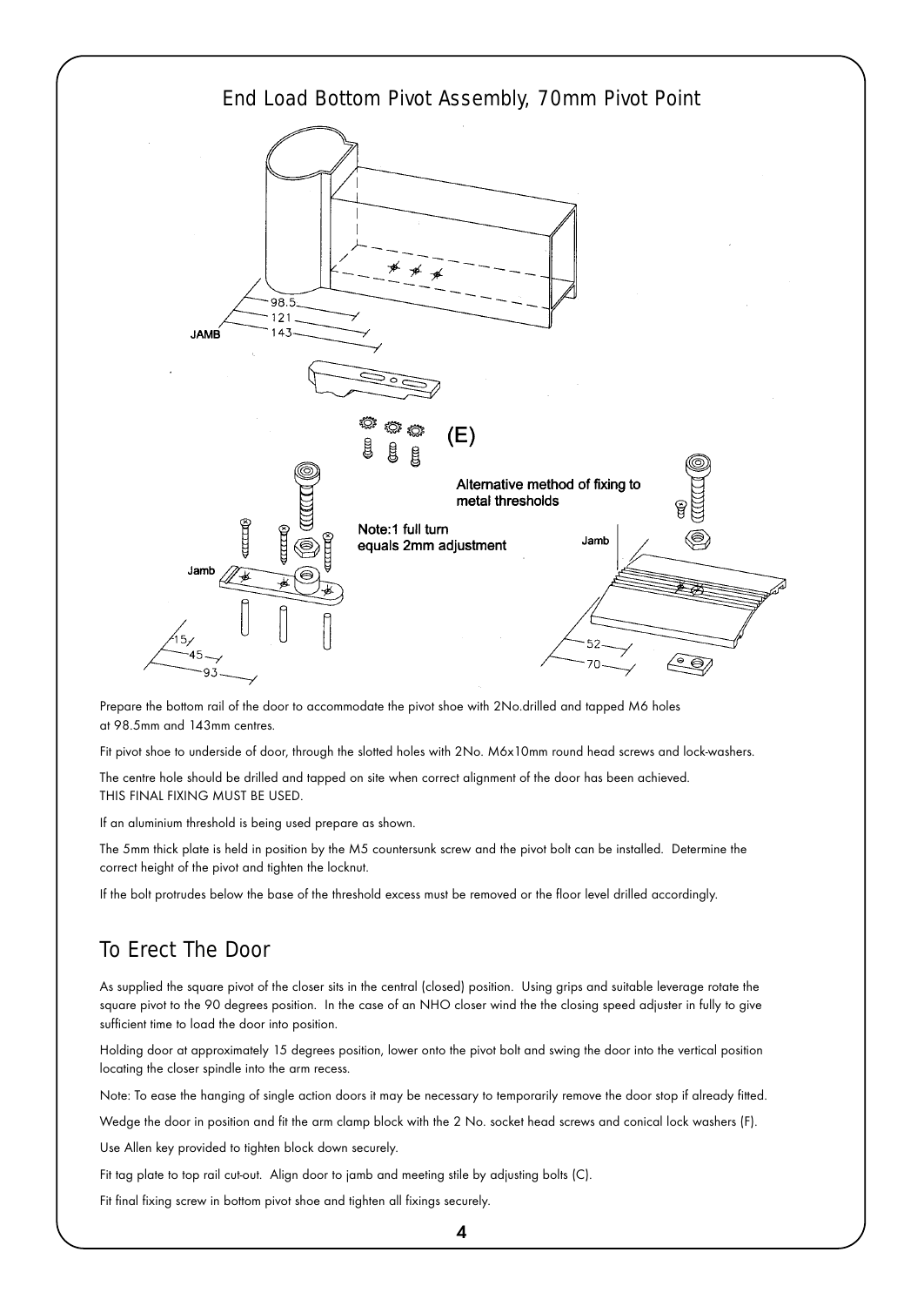## End Load Bottom Pivot Assembly, 70mm Pivot Point

98.5
121
143
JAMB

(E)

Alternative method of fixing to metal thresholds

Note:1 full turn equals 2mm adjustment

Jamb

Jamb

15
45
93

52
70

Prepare the bottom rail of the door to accommodate the pivot shoe with 2No.drilled and tapped M6 holes at 98.5mm and 143mm centres.

Fit pivot shoe to underside of door, through the slotted holes with 2No. M6x10mm round head screws and lock-washers.

The centre hole should be drilled and tapped on site when correct alignment of the door has been achieved. THIS FINAL FIXING MUST BE USED.

If an aluminium threshold is being used prepare as shown.

The 5mm thick plate is held in position by the M5 countersunk screw and the pivot bolt can be installed. Determine the correct height of the pivot and tighten the locknut.

If the bolt protrudes below the base of the threshold excess must be removed or the floor level drilled accordingly.

## To Erect The Door

As supplied the square pivot of the closer sits in the central (closed) position. Using grips and suitable leverage rotate the square pivot to the 90 degrees position. In the case of an NHO closer wind the the closing speed adjuster in fully to give sufficient time to load the door into position.

Holding door at approximately 15 degrees position, lower onto the pivot bolt and swing the door into the vertical position locating the closer spindle into the arm recess.

Note: To ease the hanging of single action doors it may be necessary to temporarily remove the door stop if already fitted.

Wedge the door in position and fit the arm clamp block with the 2 No. socket head screws and conical lock washers (F).

Use Allen key provided to tighten block down securely.

Fit tag plate to top rail cut-out. Align door to jamb and meeting stile by adjusting bolts (C).

Fit final fixing screw in bottom pivot shoe and tighten all fixings securely.